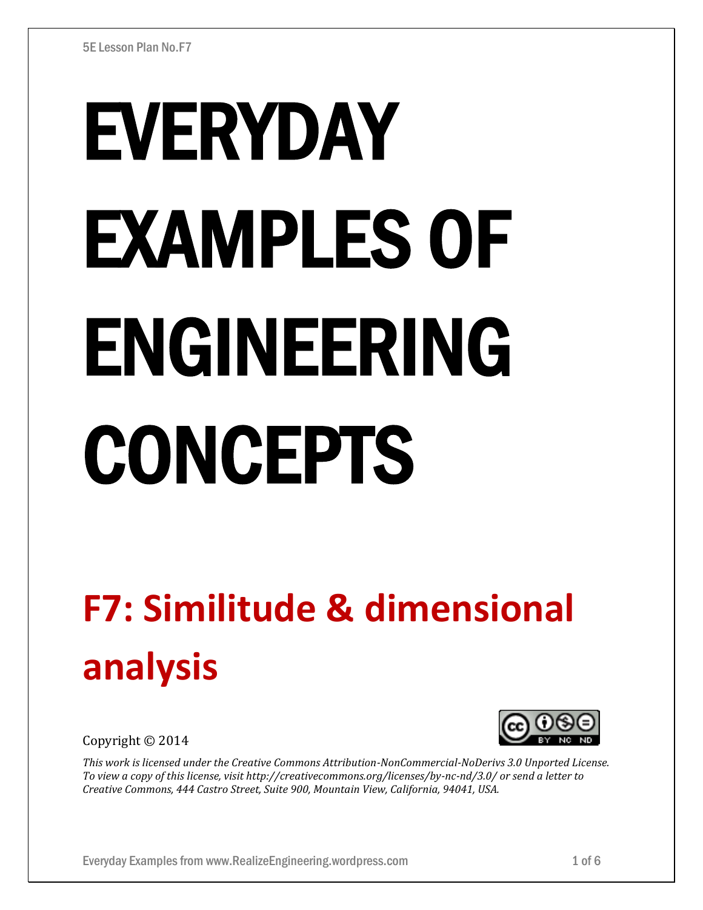# EVERYDAY EXAMPLES OF ENGINEERING CONCEPTS

## F7: Similitude & dimensional analysis

Copyright © 2014

*This work is licensed under the Creative Commons Attribution-NonCommercial-NoDerivs 3.0 Unported License. To view a copy of this license, visit http://creativecommons.org/licenses/by-nc-nd/3.0/ or send a letter to Creative Commons, 444 Castro Street, Suite 900, Mountain View, California, 94041, USA.*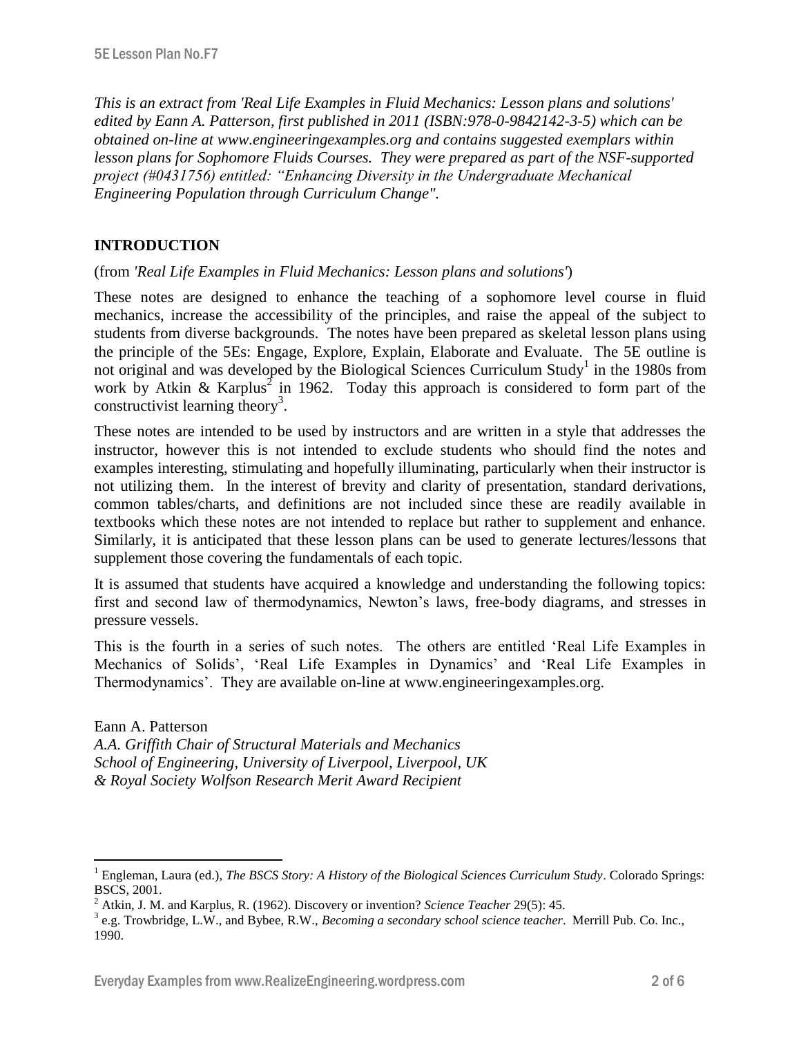*This is an extract from 'Real Life Examples in Fluid Mechanics: Lesson plans and solutions' edited by Eann A. Patterson, first published in 2011 (ISBN:978-0-9842142-3-5) which can be obtained on-line at www.engineeringexamples.org and contains suggested exemplars within lesson plans for Sophomore Fluids Courses. They were prepared as part of the NSF-supported project (#0431756) entitled: "Enhancing Diversity in the Undergraduate Mechanical Engineering Population through Curriculum Change".*

## INTRODUCTION

(from *'Real Life Examples in Fluid Mechanics: Lesson plans and solutions'*)

These notes are designed to enhance the teaching of a sophomore level course in fluid mechanics, increase the accessibility of the principles, and raise the appeal of the subject to students from diverse backgrounds. The notes have been prepared as skeletal lesson plans using the principle of the 5Es: Engage, Explore, Explain, Elaborate and Evaluate. The 5E outline is not original and was developed by the Biological Sciences Curriculum Study[1] in the 1980s from work by Atkin & Karplus[2] in 1962. Today this approach is considered to form part of the constructivist learning theory[3].

These notes are intended to be used by instructors and are written in a style that addresses the instructor, however this is not intended to exclude students who should find the notes and examples interesting, stimulating and hopefully illuminating, particularly when their instructor is not utilizing them. In the interest of brevity and clarity of presentation, standard derivations, common tables/charts, and definitions are not included since these are readily available in textbooks which these notes are not intended to replace but rather to supplement and enhance. Similarly, it is anticipated that these lesson plans can be used to generate lectures/lessons that supplement those covering the fundamentals of each topic.

It is assumed that students have acquired a knowledge and understanding the following topics: first and second law of thermodynamics, Newton's laws, free-body diagrams, and stresses in pressure vessels.

This is the fourth in a series of such notes. The others are entitled 'Real Life Examples in Mechanics of Solids', 'Real Life Examples in Dynamics' and 'Real Life Examples in Thermodynamics'. They are available on-line at www.engineeringexamples.org.

Eann A. Patterson  
*A.A. Griffith Chair of Structural Materials and Mechanics*  
*School of Engineering, University of Liverpool, Liverpool, UK*  
*& Royal Society Wolfson Research Merit Award Recipient*

---

[1] Engleman, Laura (ed.), *The BSCS Story: A History of the Biological Sciences Curriculum Study*. Colorado Springs: BSCS, 2001.

[2] Atkin, J. M. and Karplus, R. (1962). Discovery or invention? *Science Teacher* 29(5): 45.

[3] e.g. Trowbridge, L.W., and Bybee, R.W., *Becoming a secondary school science teacher*. Merrill Pub. Co. Inc., 1990.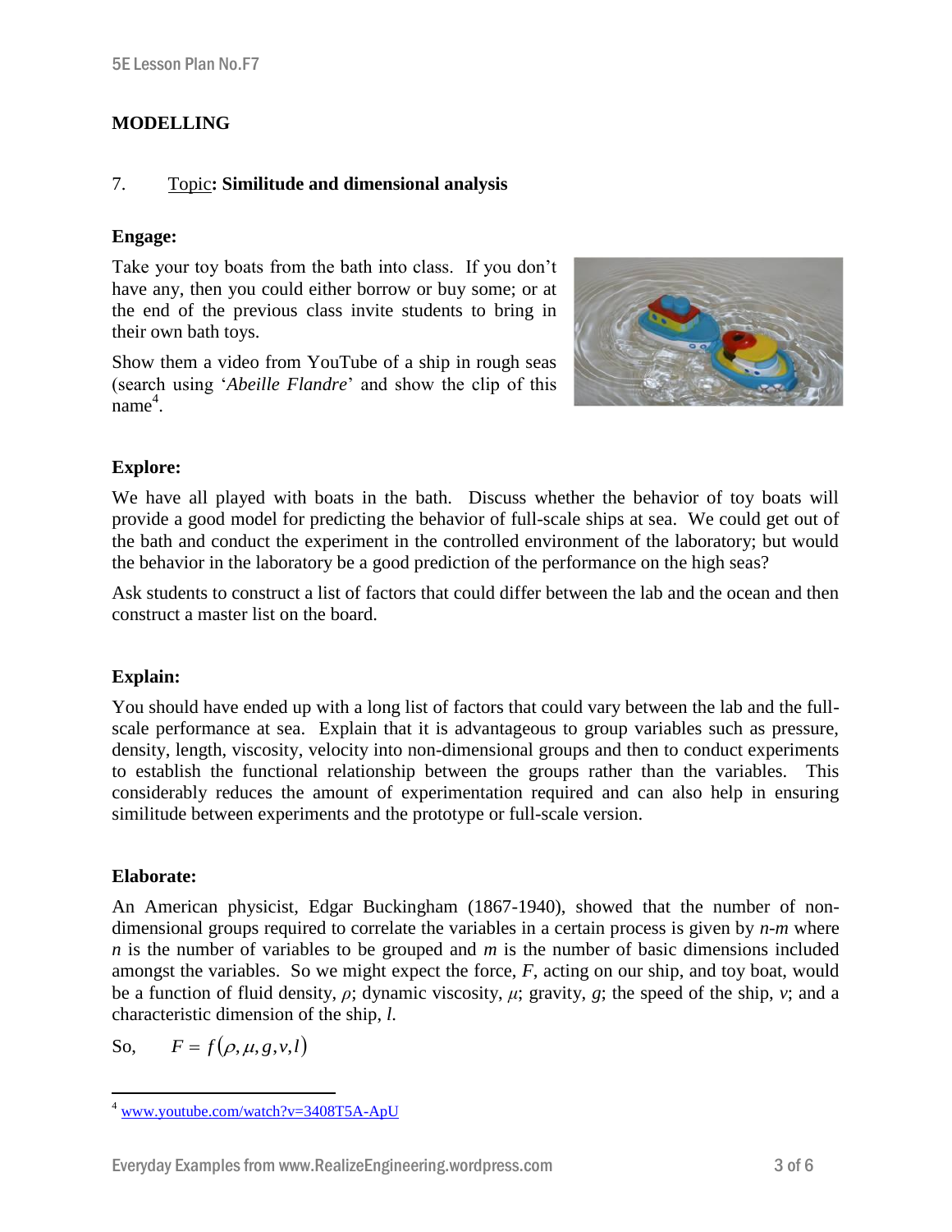**MODELLING**

7. Topic: **Similitude and dimensional analysis**

**Engage:**

Take your toy boats from the bath into class. If you don't have any, then you could either borrow or buy some; or at the end of the previous class invite students to bring in their own bath toys.

Show them a video from YouTube of a ship in rough seas (search using '*Abeille Flandre*' and show the clip of this name[4].

**Explore:**

We have all played with boats in the bath. Discuss whether the behavior of toy boats will provide a good model for predicting the behavior of full-scale ships at sea. We could get out of the bath and conduct the experiment in the controlled environment of the laboratory; but would the behavior in the laboratory be a good prediction of the performance on the high seas?

Ask students to construct a list of factors that could differ between the lab and the ocean and then construct a master list on the board.

**Explain:**

You should have ended up with a long list of factors that could vary between the lab and the full-scale performance at sea. Explain that it is advantageous to group variables such as pressure, density, length, viscosity, velocity into non-dimensional groups and then to conduct experiments to establish the functional relationship between the groups rather than the variables. This considerably reduces the amount of experimentation required and can also help in ensuring similitude between experiments and the prototype or full-scale version.

**Elaborate:**

An American physicist, Edgar Buckingham (1867-1940), showed that the number of non-dimensional groups required to correlate the variables in a certain process is given by $n$-$m$ where $n$ is the number of variables to be grouped and $m$ is the number of basic dimensions included amongst the variables. So we might expect the force, $F$, acting on our ship, and toy boat, would be a function of fluid density, $\rho$; dynamic viscosity, $\mu$; gravity, $g$; the speed of the ship, $v$; and a characteristic dimension of the ship, $l$.

So, $F = f(\rho, \mu, g, v, l)$

[4] www.youtube.com/watch?v=3408T5A-ApU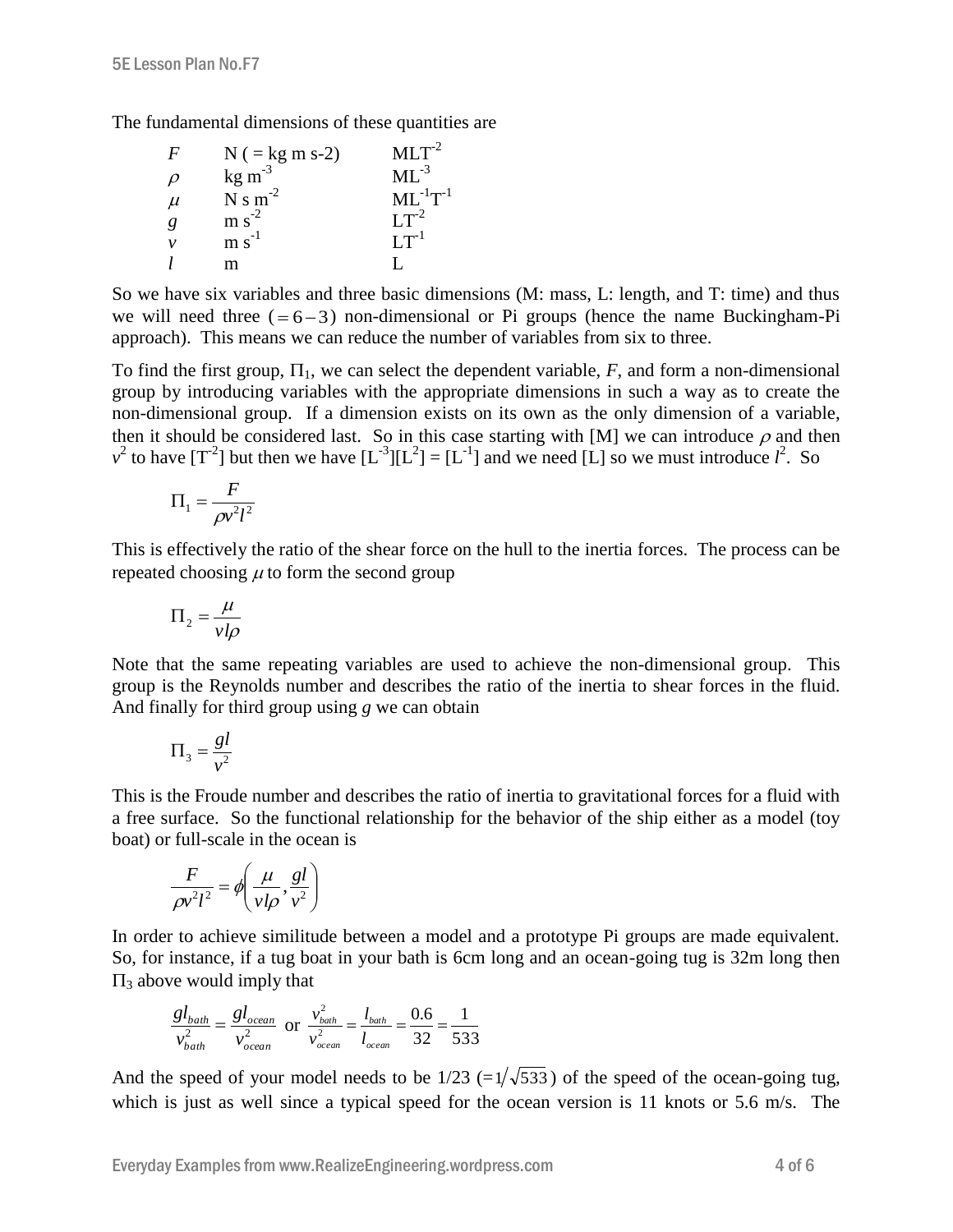The fundamental dimensions of these quantities are

| | | |
|---|---|---|
| $F$ | N ( = kg m s-2) | $MLT^{-2}$ |
| $\rho$ | kg $m^{-3}$ | $ML^{-3}$ |
| $\mu$ | N s $m^{-2}$ | $ML^{-1}T^{-1}$ |
| $g$ | m $s^{-2}$ | $LT^{-2}$ |
| $v$ | m $s^{-1}$ | $LT^{-1}$ |
| $l$ | m | L |

So we have six variables and three basic dimensions (M: mass, L: length, and T: time) and thus we will need three $(= 6 - 3)$ non-dimensional or Pi groups (hence the name Buckingham-Pi approach). This means we can reduce the number of variables from six to three.

To find the first group, $\Pi_1$, we can select the dependent variable, $F$, and form a non-dimensional group by introducing variables with the appropriate dimensions in such a way as to create the non-dimensional group. If a dimension exists on its own as the only dimension of a variable, then it should be considered last. So in this case starting with [M] we can introduce $\rho$ and then $v^2$ to have $[T^{-2}]$ but then we have $[L^{-3}][L^2] = [L^{-1}]$ and we need [L] so we must introduce $l^2$. So

$$\Pi_1 = \frac{F}{\rho v^2 l^2}$$

This is effectively the ratio of the shear force on the hull to the inertia forces. The process can be repeated choosing $\mu$ to form the second group

$$\Pi_2 = \frac{\mu}{v l \rho}$$

Note that the same repeating variables are used to achieve the non-dimensional group. This group is the Reynolds number and describes the ratio of the inertia to shear forces in the fluid. And finally for third group using $g$ we can obtain

$$\Pi_3 = \frac{gl}{v^2}$$

This is the Froude number and describes the ratio of inertia to gravitational forces for a fluid with a free surface. So the functional relationship for the behavior of the ship either as a model (toy boat) or full-scale in the ocean is

$$\frac{F}{\rho v^2 l^2} = \phi\left(\frac{\mu}{v l \rho}, \frac{gl}{v^2}\right)$$

In order to achieve similitude between a model and a prototype Pi groups are made equivalent. So, for instance, if a tug boat in your bath is 6cm long and an ocean-going tug is 32m long then $\Pi_3$ above would imply that

$$\frac{g l_{bath}}{v_{bath}^2} = \frac{g l_{ocean}}{v_{ocean}^2} \text{ or } \frac{v_{bath}^2}{v_{ocean}^2} = \frac{l_{bath}}{l_{ocean}} = \frac{0.6}{32} = \frac{1}{533}$$

And the speed of your model needs to be 1/23 $(= 1/\sqrt{533})$ of the speed of the ocean-going tug, which is just as well since a typical speed for the ocean version is 11 knots or 5.6 m/s. The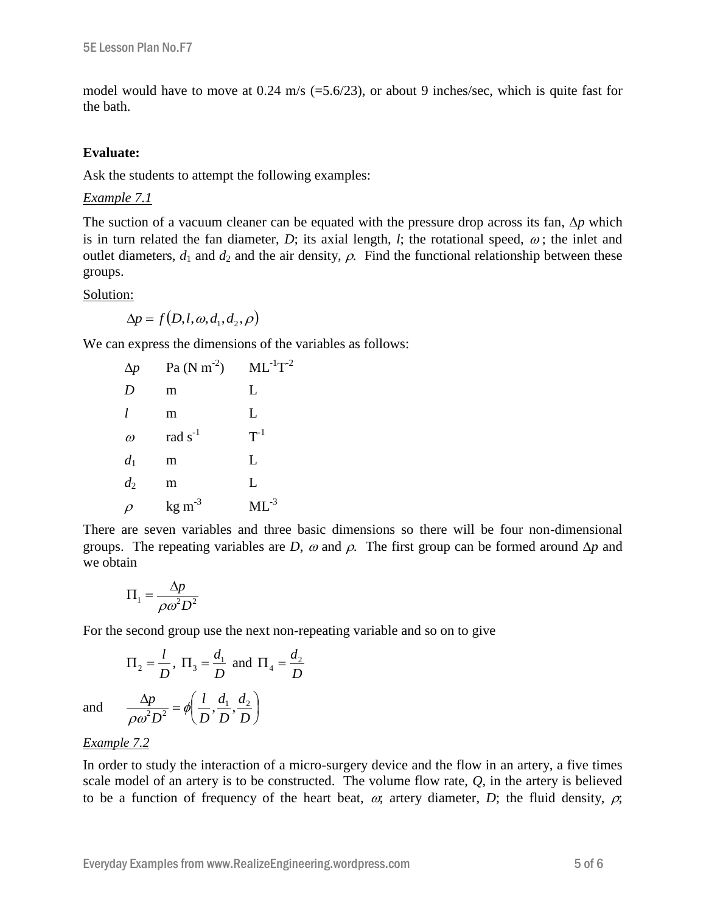model would have to move at 0.24 m/s (=5.6/23), or about 9 inches/sec, which is quite fast for the bath.

**Evaluate:**

Ask the students to attempt the following examples:

*Example 7.1*

The suction of a vacuum cleaner can be equated with the pressure drop across its fan, $\Delta p$ which is in turn related the fan diameter, $D$; its axial length, $l$; the rotational speed, $\omega$; the inlet and outlet diameters, $d_1$ and $d_2$ and the air density, $\rho$. Find the functional relationship between these groups.

Solution:

$$\Delta p = f\left(D, l, \omega, d_1, d_2, \rho\right)$$

We can express the dimensions of the variables as follows:

| | | |
|---|---|---|
| $\Delta p$ | Pa (N m$^{-2}$) | $ML^{-1}T^{-2}$ |
| $D$ | m | L |
| $l$ | m | L |
| $\omega$ | rad s$^{-1}$ | $T^{-1}$ |
| $d_1$ | m | L |
| $d_2$ | m | L |
| $\rho$ | kg m$^{-3}$ | $ML^{-3}$ |

There are seven variables and three basic dimensions so there will be four non-dimensional groups. The repeating variables are $D$, $\omega$ and $\rho$. The first group can be formed around $\Delta p$ and we obtain

$$\Pi_1 = \frac{\Delta p}{\rho \omega^2 D^2}$$

For the second group use the next non-repeating variable and so on to give

$$\Pi_2 = \frac{l}{D},\ \Pi_3 = \frac{d_1}{D} \text{ and } \Pi_4 = \frac{d_2}{D}$$

and
$$\frac{\Delta p}{\rho \omega^2 D^2} = \phi\left(\frac{l}{D}, \frac{d_1}{D}, \frac{d_2}{D}\right)$$

*Example 7.2*

In order to study the interaction of a micro-surgery device and the flow in an artery, a five times scale model of an artery is to be constructed. The volume flow rate, $Q$, in the artery is believed to be a function of frequency of the heart beat, $\omega$; artery diameter, $D$; the fluid density, $\rho$;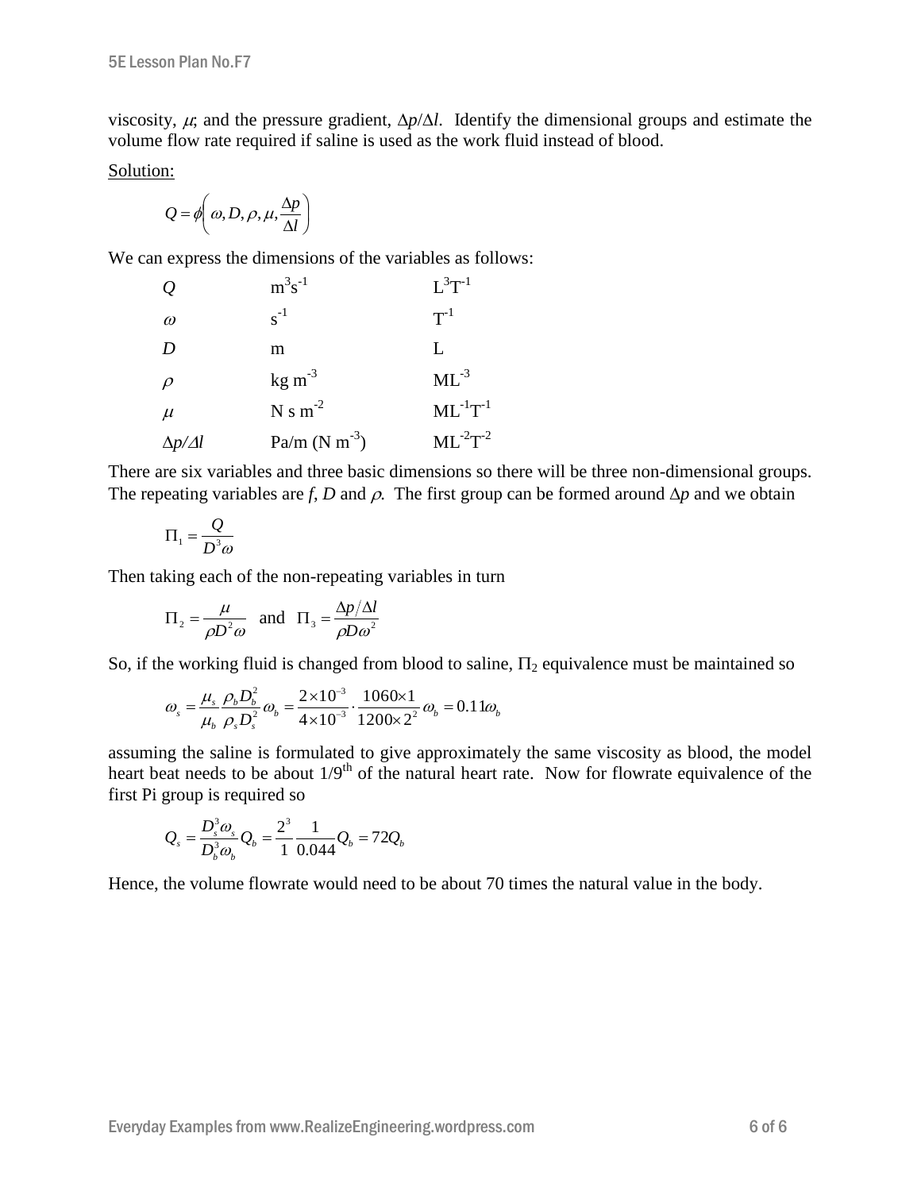viscosity, $\mu$; and the pressure gradient, $\Delta p/\Delta l$. Identify the dimensional groups and estimate the volume flow rate required if saline is used as the work fluid instead of blood.

Solution:

$$Q = \phi\left(\omega, D, \rho, \mu, \frac{\Delta p}{\Delta l}\right)$$

We can express the dimensions of the variables as follows:

| | | |
|---|---|---|
| $Q$ | $m^3s^{-1}$ | $L^3T^{-1}$ |
| $\omega$ | $s^{-1}$ | $T^{-1}$ |
| $D$ | m | L |
| $\rho$ | kg $m^{-3}$ | $ML^{-3}$ |
| $\mu$ | N s $m^{-2}$ | $ML^{-1}T^{-1}$ |
| $\Delta p/\Delta l$ | Pa/m (N $m^{-3}$) | $ML^{-2}T^{-2}$ |

There are six variables and three basic dimensions so there will be three non-dimensional groups. The repeating variables are $f$, $D$ and $\rho$. The first group can be formed around $\Delta p$ and we obtain

$$\Pi_1 = \frac{Q}{D^3\omega}$$

Then taking each of the non-repeating variables in turn

$$\Pi_2 = \frac{\mu}{\rho D^2 \omega} \quad \text{and} \quad \Pi_3 = \frac{\Delta p/\Delta l}{\rho D \omega^2}$$

So, if the working fluid is changed from blood to saline, $\Pi_2$ equivalence must be maintained so

$$\omega_s = \frac{\mu_s}{\mu_b}\frac{\rho_b D_b^2}{\rho_s D_s^2}\omega_b = \frac{2\times10^{-3}}{4\times10^{-3}}\cdot\frac{1060\times1}{1200\times2^2}\omega_b = 0.11\omega_b$$

assuming the saline is formulated to give approximately the same viscosity as blood, the model heart beat needs to be about 1/9th of the natural heart rate. Now for flowrate equivalence of the first Pi group is required so

$$Q_s = \frac{D_s^3\omega_s}{D_b^3\omega_b}Q_b = \frac{2^3}{1}\frac{1}{0.044}Q_b = 72Q_b$$

Hence, the volume flowrate would need to be about 70 times the natural value in the body.